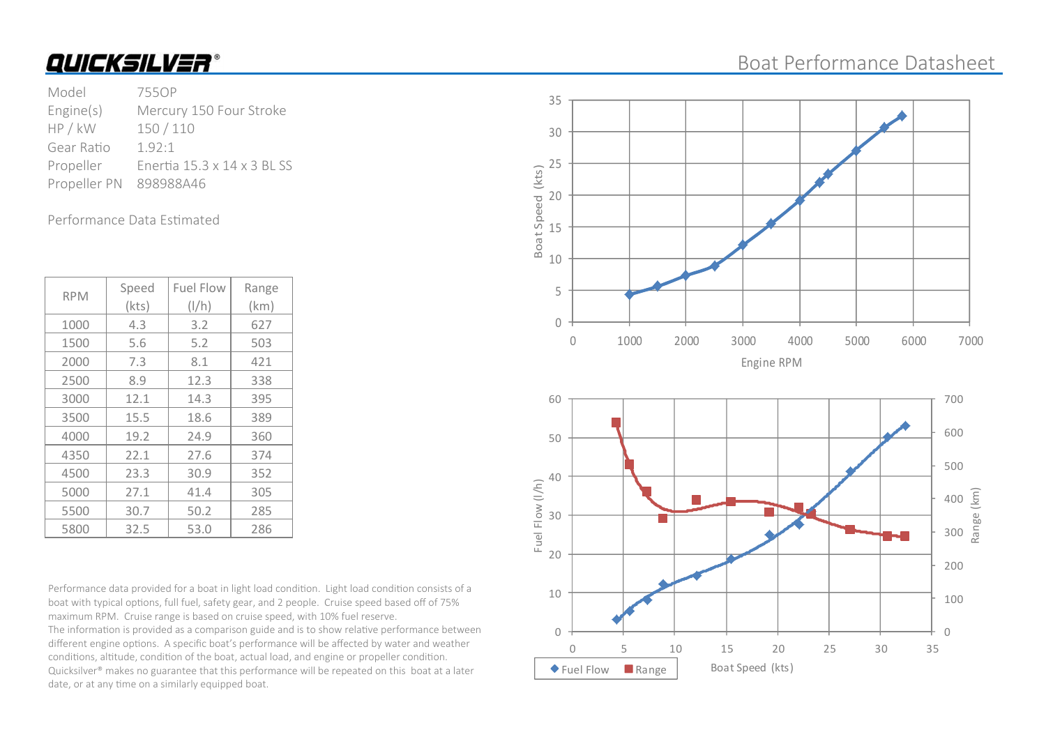# QUICKSILVER®

## Boat Performance Datasheet

| | |
|---|---|
| Model | 755OP |
| Engine(s) | Mercury 150 Four Stroke |
| HP / kW | 150 / 110 |
| Gear Ratio | 1.92:1 |
| Propeller | Enertia 15.3 x 14 x 3 BL SS |
| Propeller PN | 898988A46 |

Performance Data Estimated

| RPM | Speed (kts) | Fuel Flow (l/h) | Range (km) |
|---|---|---|---|
| 1000 | 4.3 | 3.2 | 627 |
| 1500 | 5.6 | 5.2 | 503 |
| 2000 | 7.3 | 8.1 | 421 |
| 2500 | 8.9 | 12.3 | 338 |
| 3000 | 12.1 | 14.3 | 395 |
| 3500 | 15.5 | 18.6 | 389 |
| 4000 | 19.2 | 24.9 | 360 |
| 4350 | 22.1 | 27.6 | 374 |
| 4500 | 23.3 | 30.9 | 352 |
| 5000 | 27.1 | 41.4 | 305 |
| 5500 | 30.7 | 50.2 | 285 |
| 5800 | 32.5 | 53.0 | 286 |

Performance data provided for a boat in light load condition. Light load condition consists of a boat with typical options, full fuel, safety gear, and 2 people. Cruise speed based off of 75% maximum RPM. Cruise range is based on cruise speed, with 10% fuel reserve.
The information is provided as a comparison guide and is to show relative performance between different engine options. A specific boat's performance will be affected by water and weather conditions, altitude, condition of the boat, actual load, and engine or propeller condition. Quicksilver® makes no guarantee that this performance will be repeated on this boat at a later date, or at any time on a similarly equipped boat.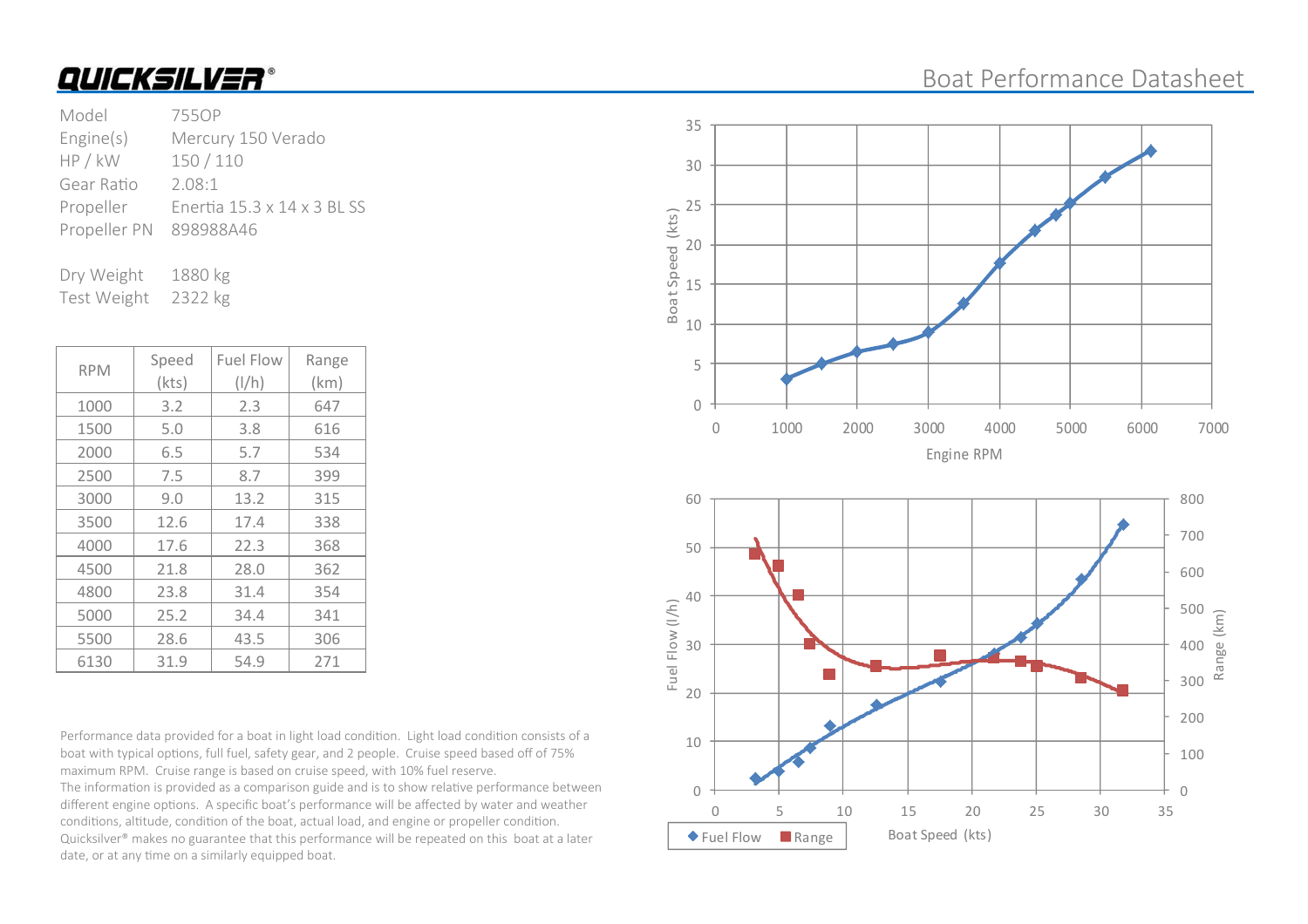# QUICKSILVER®

## Boat Performance Datasheet

| | |
|---|---|
| Model | 755OP |
| Engine(s) | Mercury 150 Verado |
| HP / kW | 150 / 110 |
| Gear Ratio | 2.08:1 |
| Propeller | Enertia 15.3 x 14 x 3 BL SS |
| Propeller PN | 898988A46 |

| | |
|---|---|
| Dry Weight | 1880 kg |
| Test Weight | 2322 kg |

| RPM | Speed (kts) | Fuel Flow (l/h) | Range (km) |
|---|---|---|---|
| 1000 | 3.2 | 2.3 | 647 |
| 1500 | 5.0 | 3.8 | 616 |
| 2000 | 6.5 | 5.7 | 534 |
| 2500 | 7.5 | 8.7 | 399 |
| 3000 | 9.0 | 13.2 | 315 |
| 3500 | 12.6 | 17.4 | 338 |
| 4000 | 17.6 | 22.3 | 368 |
| 4500 | 21.8 | 28.0 | 362 |
| 4800 | 23.8 | 31.4 | 354 |
| 5000 | 25.2 | 34.4 | 341 |
| 5500 | 28.6 | 43.5 | 306 |
| 6130 | 31.9 | 54.9 | 271 |

Performance data provided for a boat in light load condition. Light load condition consists of a boat with typical options, full fuel, safety gear, and 2 people. Cruise speed based off of 75% maximum RPM. Cruise range is based on cruise speed, with 10% fuel reserve.
The information is provided as a comparison guide and is to show relative performance between different engine options. A specific boat's performance will be affected by water and weather conditions, altitude, condition of the boat, actual load, and engine or propeller condition. Quicksilver® makes no guarantee that this performance will be repeated on this boat at a later date, or at any time on a similarly equipped boat.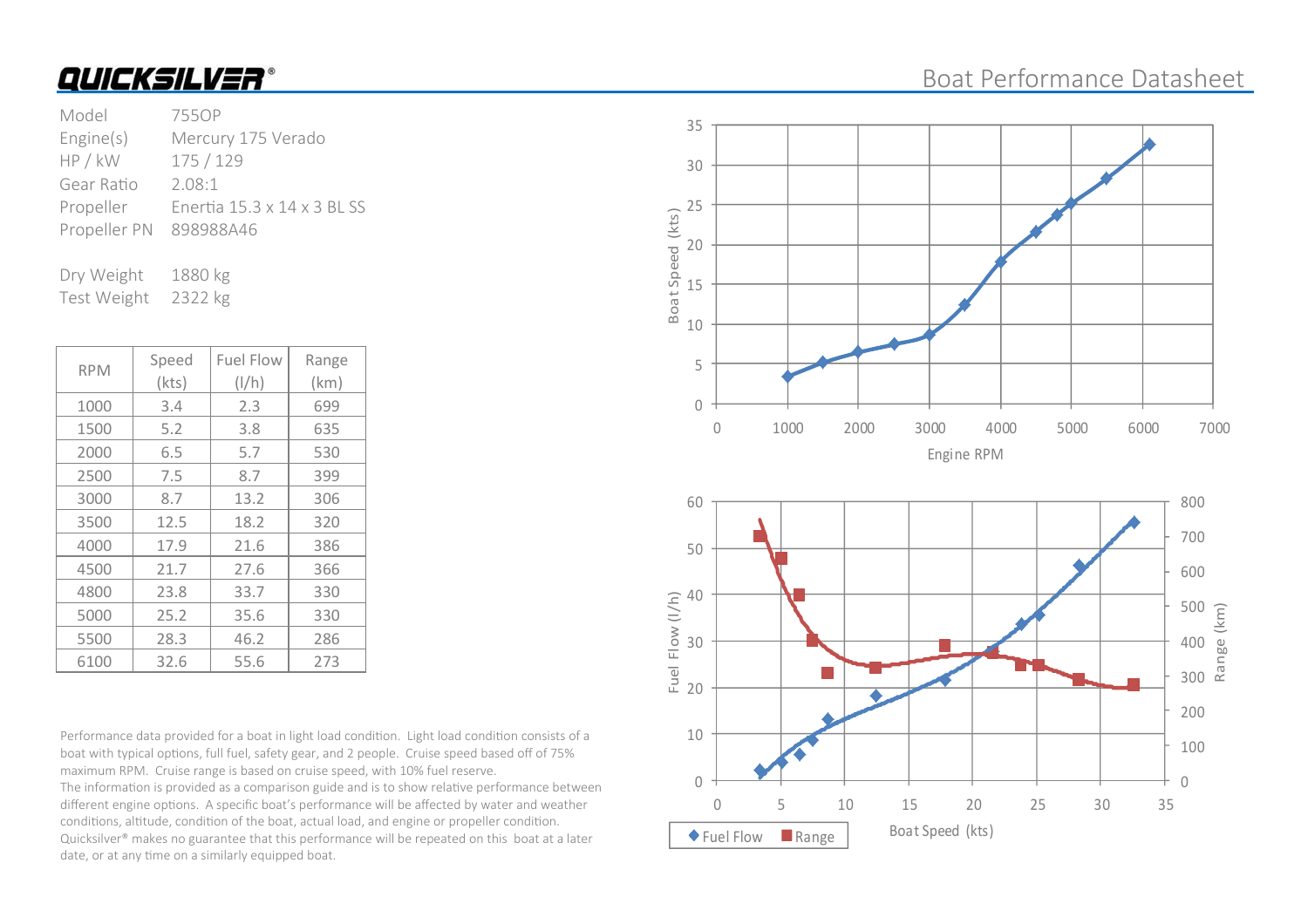# QUICKSILVER®

## Boat Performance Datasheet

| | |
|---|---|
| Model | 755OP |
| Engine(s) | Mercury 175 Verado |
| HP / kW | 175 / 129 |
| Gear Ratio | 2.08:1 |
| Propeller | Enertia 15.3 x 14 x 3 BL SS |
| Propeller PN | 898988A46 |

| | |
|---|---|
| Dry Weight | 1880 kg |
| Test Weight | 2322 kg |

| RPM | Speed (kts) | Fuel Flow (l/h) | Range (km) |
|---|---|---|---|
| 1000 | 3.4 | 2.3 | 699 |
| 1500 | 5.2 | 3.8 | 635 |
| 2000 | 6.5 | 5.7 | 530 |
| 2500 | 7.5 | 8.7 | 399 |
| 3000 | 8.7 | 13.2 | 306 |
| 3500 | 12.5 | 18.2 | 320 |
| 4000 | 17.9 | 21.6 | 386 |
| 4500 | 21.7 | 27.6 | 366 |
| 4800 | 23.8 | 33.7 | 330 |
| 5000 | 25.2 | 35.6 | 330 |
| 5500 | 28.3 | 46.2 | 286 |
| 6100 | 32.6 | 55.6 | 273 |

Performance data provided for a boat in light load condition. Light load condition consists of a boat with typical options, full fuel, safety gear, and 2 people. Cruise speed based off of 75% maximum RPM. Cruise range is based on cruise speed, with 10% fuel reserve.
The information is provided as a comparison guide and is to show relative performance between different engine options. A specific boat's performance will be affected by water and weather conditions, altitude, condition of the boat, actual load, and engine or propeller condition. Quicksilver® makes no guarantee that this performance will be repeated on this boat at a later date, or at any time on a similarly equipped boat.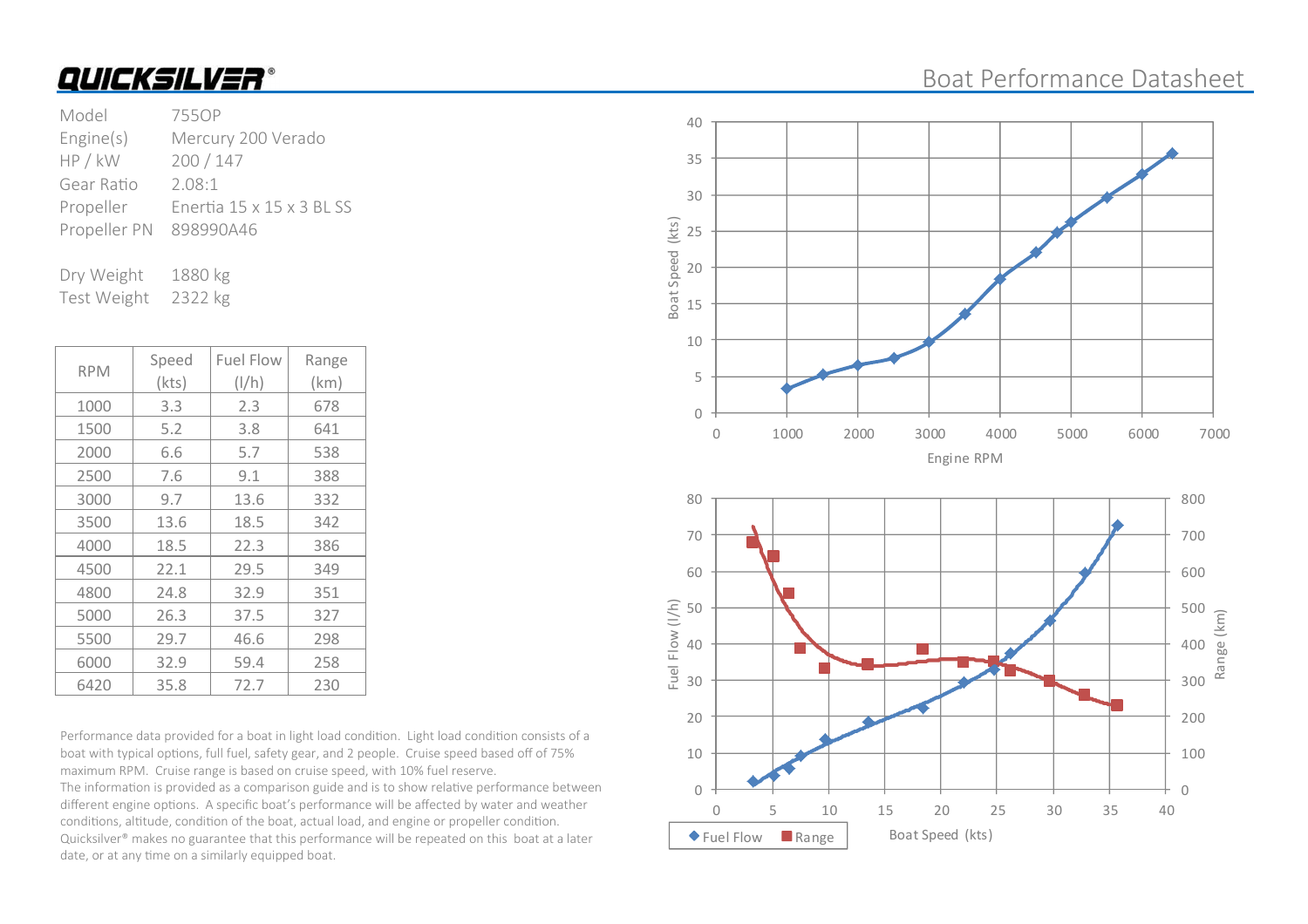**QUICKSILVER®**

# Boat Performance Datasheet

| | |
|---|---|
| Model | 755OP |
| Engine(s) | Mercury 200 Verado |
| HP / kW | 200 / 147 |
| Gear Ratio | 2.08:1 |
| Propeller | Enertia 15 x 15 x 3 BL SS |
| Propeller PN | 898990A46 |

| | |
|---|---|
| Dry Weight | 1880 kg |
| Test Weight | 2322 kg |

| RPM | Speed (kts) | Fuel Flow (l/h) | Range (km) |
|---|---|---|---|
| 1000 | 3.3 | 2.3 | 678 |
| 1500 | 5.2 | 3.8 | 641 |
| 2000 | 6.6 | 5.7 | 538 |
| 2500 | 7.6 | 9.1 | 388 |
| 3000 | 9.7 | 13.6 | 332 |
| 3500 | 13.6 | 18.5 | 342 |
| 4000 | 18.5 | 22.3 | 386 |
| 4500 | 22.1 | 29.5 | 349 |
| 4800 | 24.8 | 32.9 | 351 |
| 5000 | 26.3 | 37.5 | 327 |
| 5500 | 29.7 | 46.6 | 298 |
| 6000 | 32.9 | 59.4 | 258 |
| 6420 | 35.8 | 72.7 | 230 |

Performance data provided for a boat in light load condition. Light load condition consists of a boat with typical options, full fuel, safety gear, and 2 people. Cruise speed based off of 75% maximum RPM. Cruise range is based on cruise speed, with 10% fuel reserve.
The information is provided as a comparison guide and is to show relative performance between different engine options. A specific boat's performance will be affected by water and weather conditions, altitude, condition of the boat, actual load, and engine or propeller condition. Quicksilver® makes no guarantee that this performance will be repeated on this boat at a later date, or at any time on a similarly equipped boat.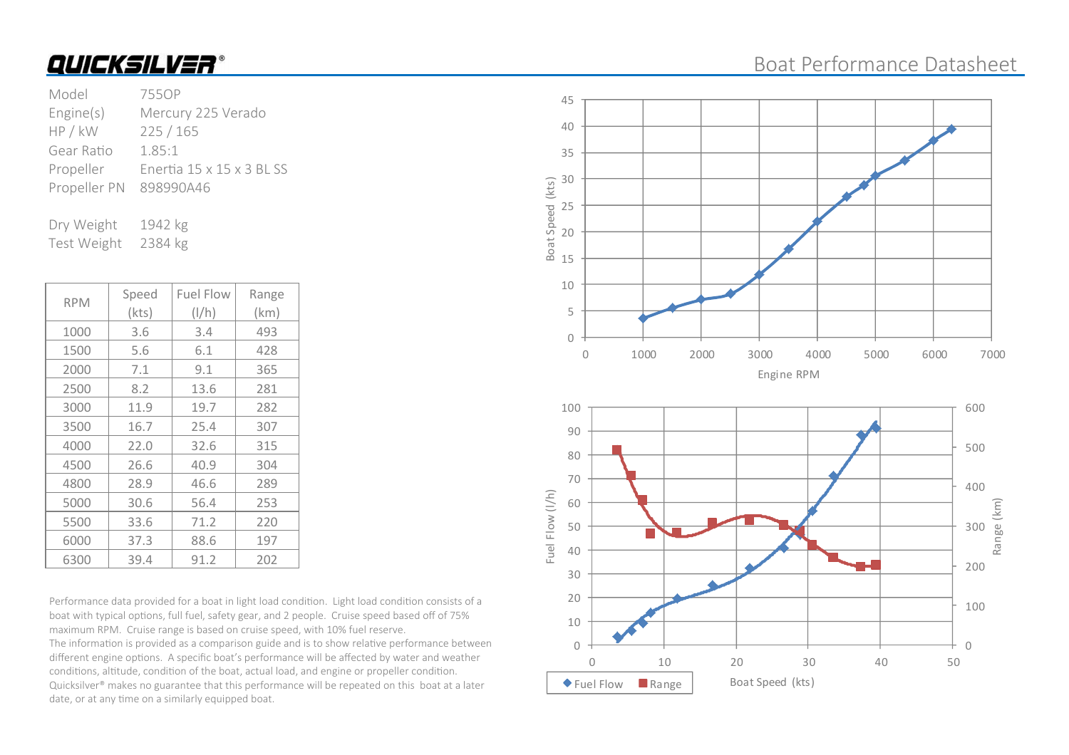# QUICKSILVER®

## Boat Performance Datasheet

| | |
|---|---|
| Model | 755OP |
| Engine(s) | Mercury 225 Verado |
| HP / kW | 225 / 165 |
| Gear Ratio | 1.85:1 |
| Propeller | Enertia 15 x 15 x 3 BL SS |
| Propeller PN | 898990A46 |

| | |
|---|---|
| Dry Weight | 1942 kg |
| Test Weight | 2384 kg |

| RPM | Speed (kts) | Fuel Flow (l/h) | Range (km) |
|---|---|---|---|
| 1000 | 3.6 | 3.4 | 493 |
| 1500 | 5.6 | 6.1 | 428 |
| 2000 | 7.1 | 9.1 | 365 |
| 2500 | 8.2 | 13.6 | 281 |
| 3000 | 11.9 | 19.7 | 282 |
| 3500 | 16.7 | 25.4 | 307 |
| 4000 | 22.0 | 32.6 | 315 |
| 4500 | 26.6 | 40.9 | 304 |
| 4800 | 28.9 | 46.6 | 289 |
| 5000 | 30.6 | 56.4 | 253 |
| 5500 | 33.6 | 71.2 | 220 |
| 6000 | 37.3 | 88.6 | 197 |
| 6300 | 39.4 | 91.2 | 202 |

Performance data provided for a boat in light load condition. Light load condition consists of a boat with typical options, full fuel, safety gear, and 2 people. Cruise speed based off of 75% maximum RPM. Cruise range is based on cruise speed, with 10% fuel reserve.
The information is provided as a comparison guide and is to show relative performance between different engine options. A specific boat's performance will be affected by water and weather conditions, altitude, condition of the boat, actual load, and engine or propeller condition. Quicksilver® makes no guarantee that this performance will be repeated on this boat at a later date, or at any time on a similarly equipped boat.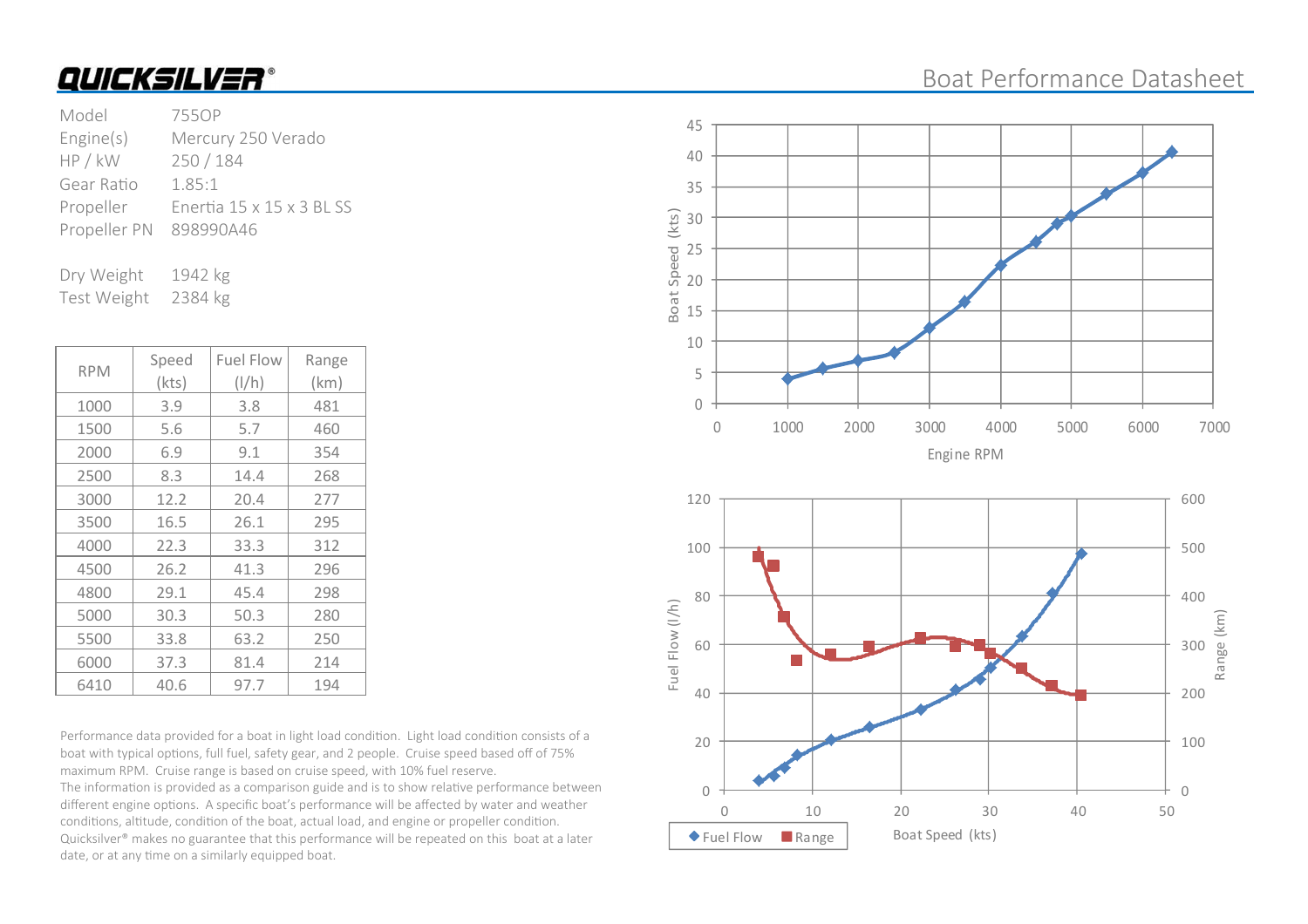# QUICKSILVER®

## Boat Performance Datasheet

| | |
|---|---|
| Model | 755OP |
| Engine(s) | Mercury 250 Verado |
| HP / kW | 250 / 184 |
| Gear Ratio | 1.85:1 |
| Propeller | Enertia 15 x 15 x 3 BL SS |
| Propeller PN | 898990A46 |

| | |
|---|---|
| Dry Weight | 1942 kg |
| Test Weight | 2384 kg |

| RPM | Speed (kts) | Fuel Flow (l/h) | Range (km) |
|---|---|---|---|
| 1000 | 3.9 | 3.8 | 481 |
| 1500 | 5.6 | 5.7 | 460 |
| 2000 | 6.9 | 9.1 | 354 |
| 2500 | 8.3 | 14.4 | 268 |
| 3000 | 12.2 | 20.4 | 277 |
| 3500 | 16.5 | 26.1 | 295 |
| 4000 | 22.3 | 33.3 | 312 |
| 4500 | 26.2 | 41.3 | 296 |
| 4800 | 29.1 | 45.4 | 298 |
| 5000 | 30.3 | 50.3 | 280 |
| 5500 | 33.8 | 63.2 | 250 |
| 6000 | 37.3 | 81.4 | 214 |
| 6410 | 40.6 | 97.7 | 194 |

Performance data provided for a boat in light load condition. Light load condition consists of a boat with typical options, full fuel, safety gear, and 2 people. Cruise speed based off of 75% maximum RPM. Cruise range is based on cruise speed, with 10% fuel reserve.
The information is provided as a comparison guide and is to show relative performance between different engine options. A specific boat's performance will be affected by water and weather conditions, altitude, condition of the boat, actual load, and engine or propeller condition. Quicksilver® makes no guarantee that this performance will be repeated on this boat at a later date, or at any time on a similarly equipped boat.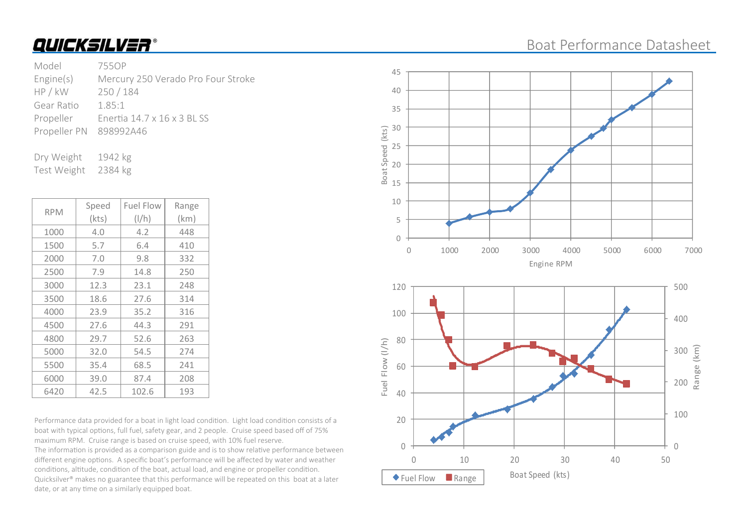# QUICKSILVER®

## Boat Performance Datasheet

| | |
|---|---|
| Model | 755OP |
| Engine(s) | Mercury 250 Verado Pro Four Stroke |
| HP / kW | 250 / 184 |
| Gear Ratio | 1.85:1 |
| Propeller | Enertia 14.7 x 16 x 3 BL SS |
| Propeller PN | 898992A46 |

| | |
|---|---|
| Dry Weight | 1942 kg |
| Test Weight | 2384 kg |

| RPM | Speed (kts) | Fuel Flow (l/h) | Range (km) |
|---|---|---|---|
| 1000 | 4.0 | 4.2 | 448 |
| 1500 | 5.7 | 6.4 | 410 |
| 2000 | 7.0 | 9.8 | 332 |
| 2500 | 7.9 | 14.8 | 250 |
| 3000 | 12.3 | 23.1 | 248 |
| 3500 | 18.6 | 27.6 | 314 |
| 4000 | 23.9 | 35.2 | 316 |
| 4500 | 27.6 | 44.3 | 291 |
| 4800 | 29.7 | 52.6 | 263 |
| 5000 | 32.0 | 54.5 | 274 |
| 5500 | 35.4 | 68.5 | 241 |
| 6000 | 39.0 | 87.4 | 208 |
| 6420 | 42.5 | 102.6 | 193 |

Performance data provided for a boat in light load condition. Light load condition consists of a boat with typical options, full fuel, safety gear, and 2 people. Cruise speed based off of 75% maximum RPM. Cruise range is based on cruise speed, with 10% fuel reserve.
The information is provided as a comparison guide and is to show relative performance between different engine options. A specific boat's performance will be affected by water and weather conditions, altitude, condition of the boat, actual load, and engine or propeller condition. Quicksilver® makes no guarantee that this performance will be repeated on this boat at a later date, or at any time on a similarly equipped boat.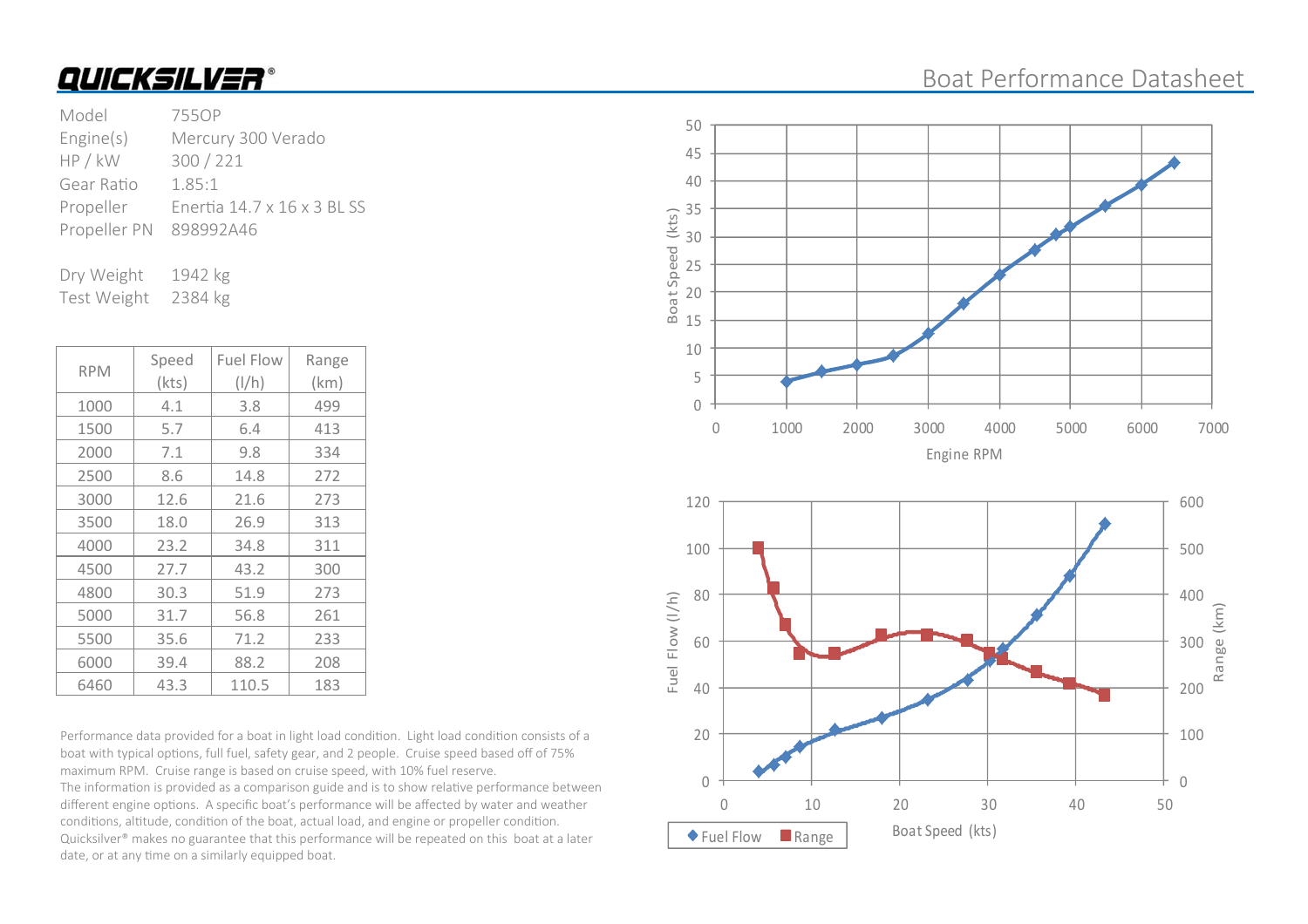# QUICKSILVER®

## Boat Performance Datasheet

| | |
|---|---|
| Model | 755OP |
| Engine(s) | Mercury 300 Verado |
| HP / kW | 300 / 221 |
| Gear Ratio | 1.85:1 |
| Propeller | Enertia 14.7 x 16 x 3 BL SS |
| Propeller PN | 898992A46 |
| | |
| Dry Weight | 1942 kg |
| Test Weight | 2384 kg |

| RPM | Speed (kts) | Fuel Flow (l/h) | Range (km) |
|---|---|---|---|
| 1000 | 4.1 | 3.8 | 499 |
| 1500 | 5.7 | 6.4 | 413 |
| 2000 | 7.1 | 9.8 | 334 |
| 2500 | 8.6 | 14.8 | 272 |
| 3000 | 12.6 | 21.6 | 273 |
| 3500 | 18.0 | 26.9 | 313 |
| 4000 | 23.2 | 34.8 | 311 |
| 4500 | 27.7 | 43.2 | 300 |
| 4800 | 30.3 | 51.9 | 273 |
| 5000 | 31.7 | 56.8 | 261 |
| 5500 | 35.6 | 71.2 | 233 |
| 6000 | 39.4 | 88.2 | 208 |
| 6460 | 43.3 | 110.5 | 183 |

Performance data provided for a boat in light load condition. Light load condition consists of a boat with typical options, full fuel, safety gear, and 2 people. Cruise speed based off of 75% maximum RPM. Cruise range is based on cruise speed, with 10% fuel reserve.
The information is provided as a comparison guide and is to show relative performance between different engine options. A specific boat's performance will be affected by water and weather conditions, altitude, condition of the boat, actual load, and engine or propeller condition. Quicksilver® makes no guarantee that this performance will be repeated on this boat at a later date, or at any time on a similarly equipped boat.

Boat Speed (kts)
0 5 10 15 20 25 30 35 40 45 50
Engine RPM
0 1000 2000 3000 4000 5000 6000 7000

Fuel Flow (l/h)
0 20 40 60 80 100 120
Range (km)
0 100 200 300 400 500 600
Boat Speed (kts)
0 10 20 30 40 50
Fuel Flow
Range